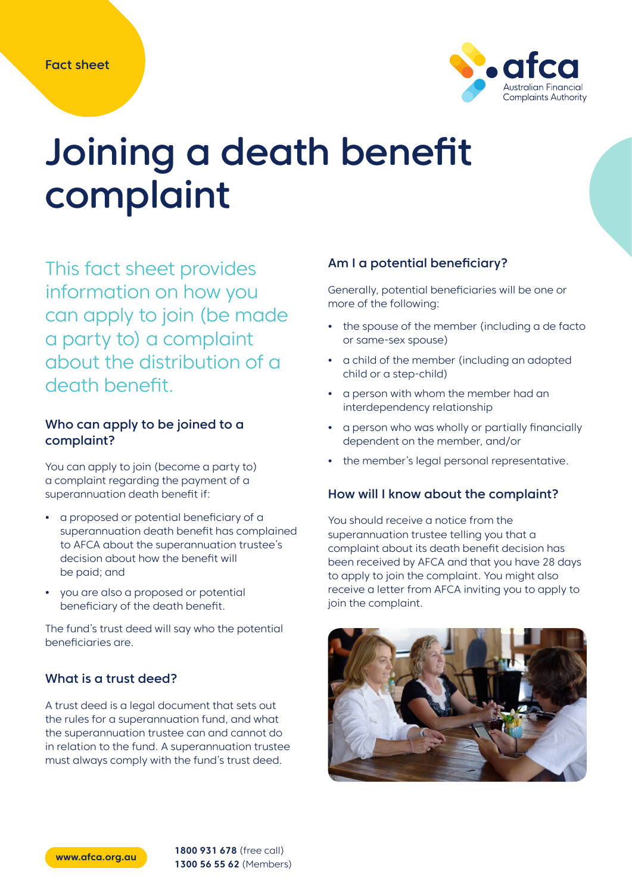Fact sheet

# Joining a death benefit complaint

This fact sheet provides information on how you can apply to join (be made a party to) a complaint about the distribution of a death benefit.

### Who can apply to be joined to a complaint?

You can apply to join (become a party to) a complaint regarding the payment of a superannuation death benefit if:

- a proposed or potential beneficiary of a superannuation death benefit has complained to AFCA about the superannuation trustee's decision about how the benefit will be paid; and
- you are also a proposed or potential beneficiary of the death benefit.

The fund's trust deed will say who the potential beneficiaries are.

### What is a trust deed?

A trust deed is a legal document that sets out the rules for a superannuation fund, and what the superannuation trustee can and cannot do in relation to the fund. A superannuation trustee must always comply with the fund's trust deed.

### Am I a potential beneficiary?

Generally, potential beneficiaries will be one or more of the following:

- the spouse of the member (including a de facto or same-sex spouse)
- a child of the member (including an adopted child or a step-child)
- a person with whom the member had an interdependency relationship
- a person who was wholly or partially financially dependent on the member, and/or
- the member's legal personal representative.

### How will I know about the complaint?

You should receive a notice from the superannuation trustee telling you that a complaint about its death benefit decision has been received by AFCA and that you have 28 days to apply to join the complaint. You might also receive a letter from AFCA inviting you to apply to join the complaint.

www.afca.org.au

**1800 931 678** (free call)
**1300 56 55 62** (Members)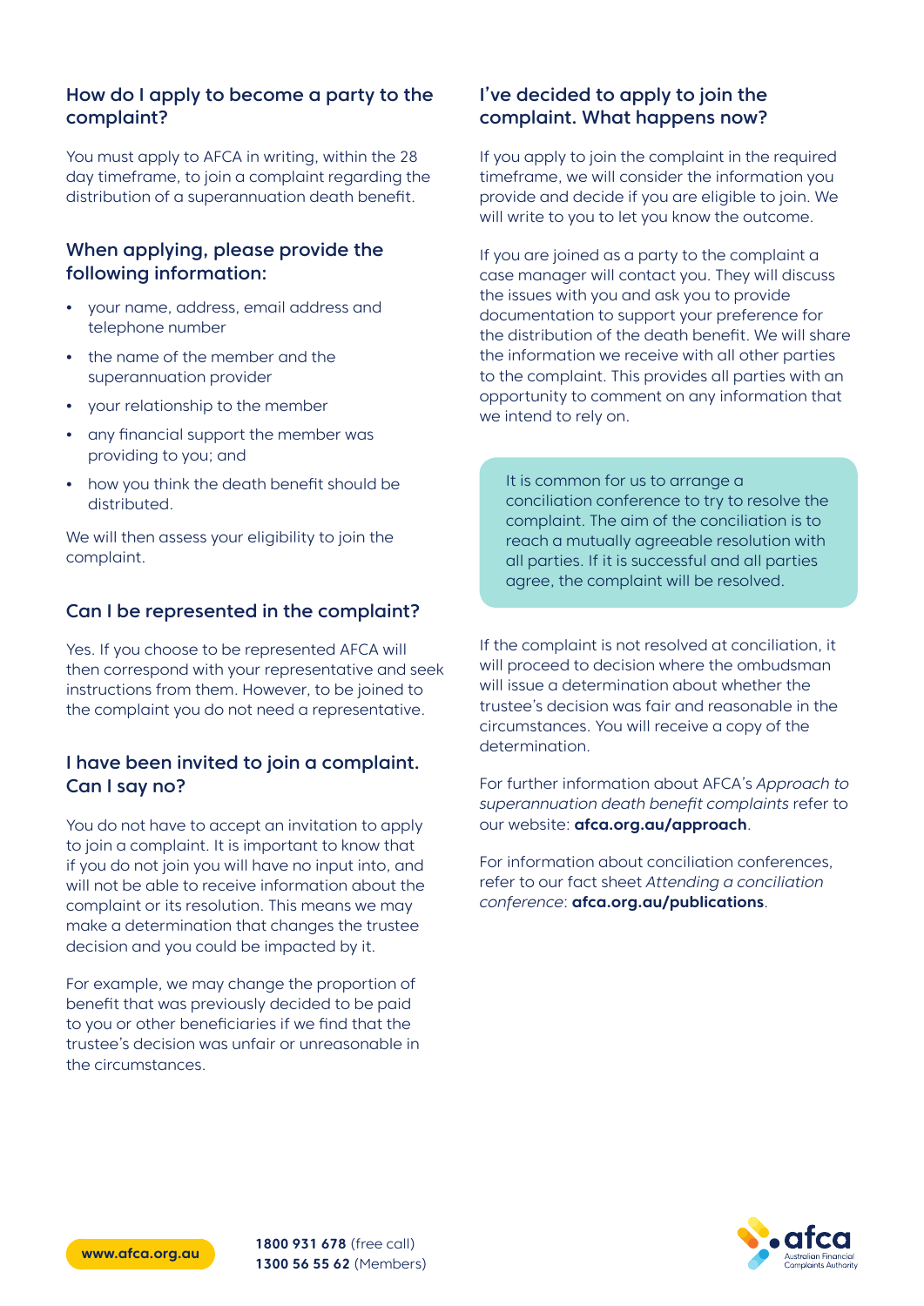## How do I apply to become a party to the complaint?

You must apply to AFCA in writing, within the 28 day timeframe, to join a complaint regarding the distribution of a superannuation death benefit.

### When applying, please provide the following information:

- your name, address, email address and telephone number
- the name of the member and the superannuation provider
- your relationship to the member
- any financial support the member was providing to you; and
- how you think the death benefit should be distributed.

We will then assess your eligibility to join the complaint.

## Can I be represented in the complaint?

Yes. If you choose to be represented AFCA will then correspond with your representative and seek instructions from them. However, to be joined to the complaint you do not need a representative.

## I have been invited to join a complaint. Can I say no?

You do not have to accept an invitation to apply to join a complaint. It is important to know that if you do not join you will have no input into, and will not be able to receive information about the complaint or its resolution. This means we may make a determination that changes the trustee decision and you could be impacted by it.

For example, we may change the proportion of benefit that was previously decided to be paid to you or other beneficiaries if we find that the trustee's decision was unfair or unreasonable in the circumstances.

## I've decided to apply to join the complaint. What happens now?

If you apply to join the complaint in the required timeframe, we will consider the information you provide and decide if you are eligible to join. We will write to you to let you know the outcome.

If you are joined as a party to the complaint a case manager will contact you. They will discuss the issues with you and ask you to provide documentation to support your preference for the distribution of the death benefit. We will share the information we receive with all other parties to the complaint. This provides all parties with an opportunity to comment on any information that we intend to rely on.

It is common for us to arrange a conciliation conference to try to resolve the complaint. The aim of the conciliation is to reach a mutually agreeable resolution with all parties. If it is successful and all parties agree, the complaint will be resolved.

If the complaint is not resolved at conciliation, it will proceed to decision where the ombudsman will issue a determination about whether the trustee's decision was fair and reasonable in the circumstances. You will receive a copy of the determination.

For further information about AFCA's *Approach to superannuation death benefit complaints* refer to our website: **afca.org.au/approach**.

For information about conciliation conferences, refer to our fact sheet *Attending a conciliation conference*: **afca.org.au/publications**.

**www.afca.org.au**

**1800 931 678** (free call)
**1300 56 55 62** (Members)

afca Australian Financial Complaints Authority